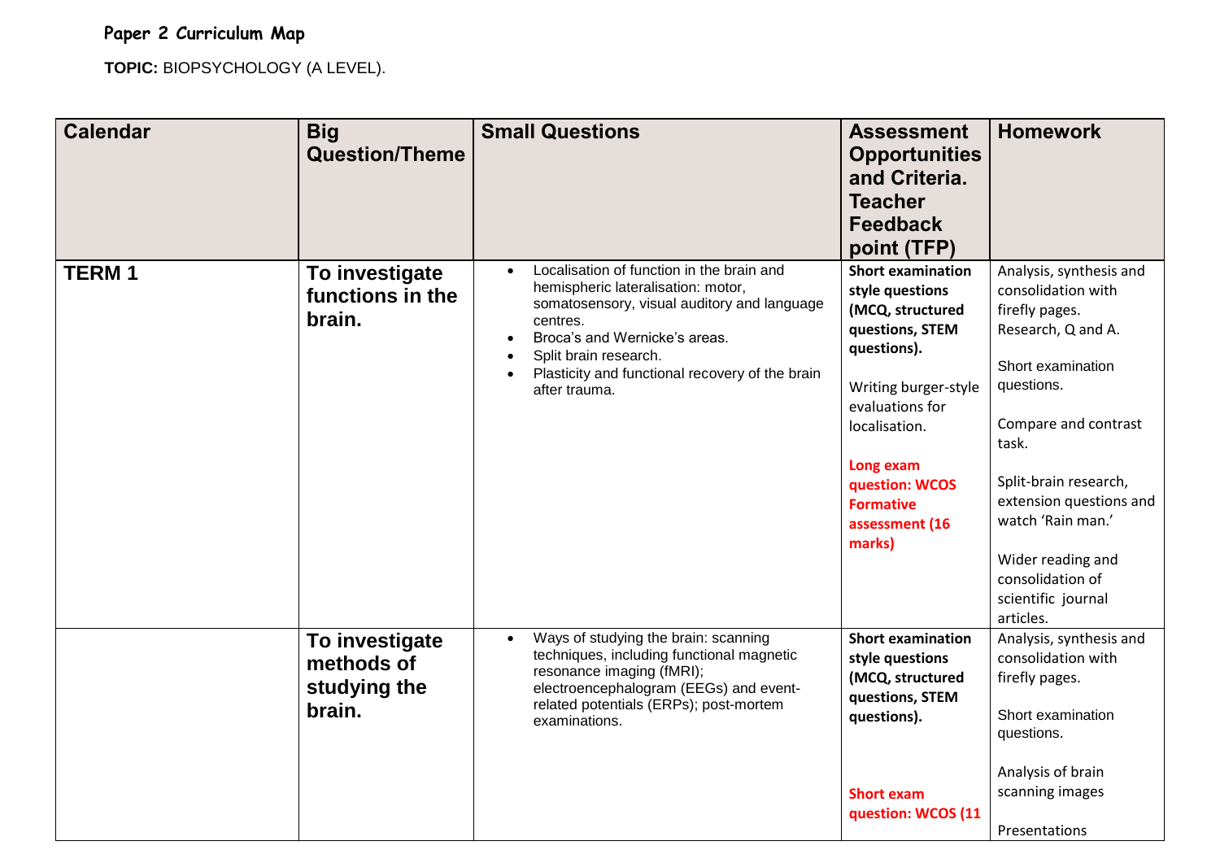# Paper 2 Curriculum Map

**TOPIC:** BIOPSYCHOLOGY (A LEVEL).

| Calendar | Big Question/Theme | Small Questions | Assessment Opportunities and Criteria. Teacher Feedback point (TFP) | Homework |
|---|---|---|---|---|
| **TERM 1** | **To investigate functions in the brain.** | • Localisation of function in the brain and hemispheric lateralisation: motor, somatosensory, visual auditory and language centres.<br>• Broca's and Wernicke's areas.<br>• Split brain research.<br>• Plasticity and functional recovery of the brain after trauma. | **Short examination style questions (MCQ, structured questions, STEM questions).**<br><br>Writing burger-style evaluations for localisation.<br><br>**Long exam question: WCOS Formative assessment (16 marks)** | Analysis, synthesis and consolidation with firefly pages. Research, Q and A.<br><br>Short examination questions.<br><br>Compare and contrast task.<br><br>Split-brain research, extension questions and watch 'Rain man.'<br><br>Wider reading and consolidation of scientific journal articles. |
| | **To investigate methods of studying the brain.** | • Ways of studying the brain: scanning techniques, including functional magnetic resonance imaging (fMRI); electroencephalogram (EEGs) and event-related potentials (ERPs); post-mortem examinations. | **Short examination style questions (MCQ, structured questions, STEM questions).**<br><br>**Short exam question: WCOS (11** | Analysis, synthesis and consolidation with firefly pages.<br><br>Short examination questions.<br><br>Analysis of brain scanning images<br><br>Presentations |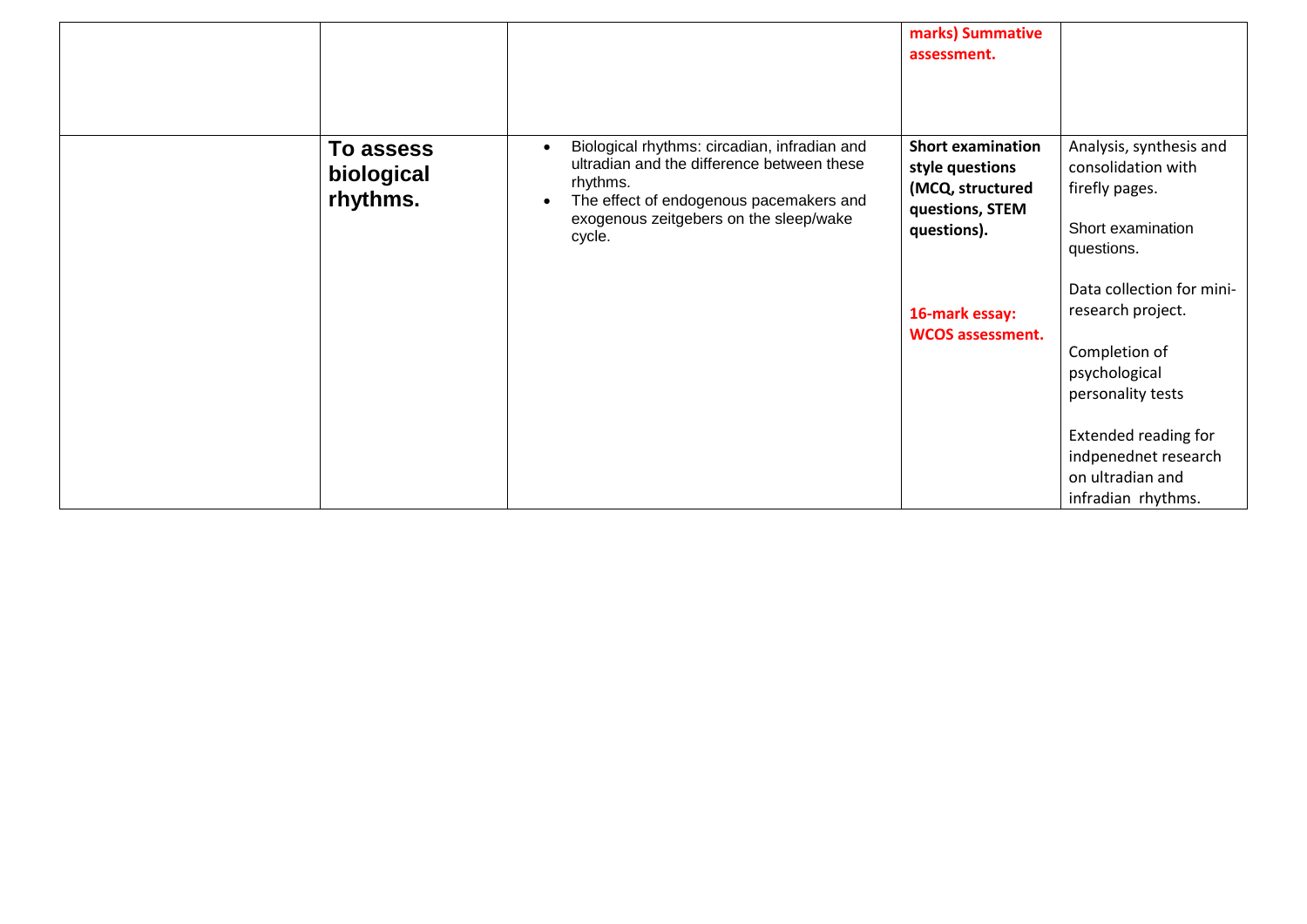| | | | | |
|---|---|---|---|---|
| | | | **marks) Summative assessment.** | |
| | **To assess biological rhythms.** | • Biological rhythms: circadian, infradian and ultradian and the difference between these rhythms.<br>• The effect of endogenous pacemakers and exogenous zeitgebers on the sleep/wake cycle. | **Short examination style questions (MCQ, structured questions, STEM questions).**<br><br>**16-mark essay: WCOS assessment.** | Analysis, synthesis and consolidation with firefly pages.<br><br>Short examination questions.<br><br>Data collection for mini-research project.<br><br>Completion of psychological personality tests<br><br>Extended reading for indpenednet research on ultradian and infradian rhythms. |